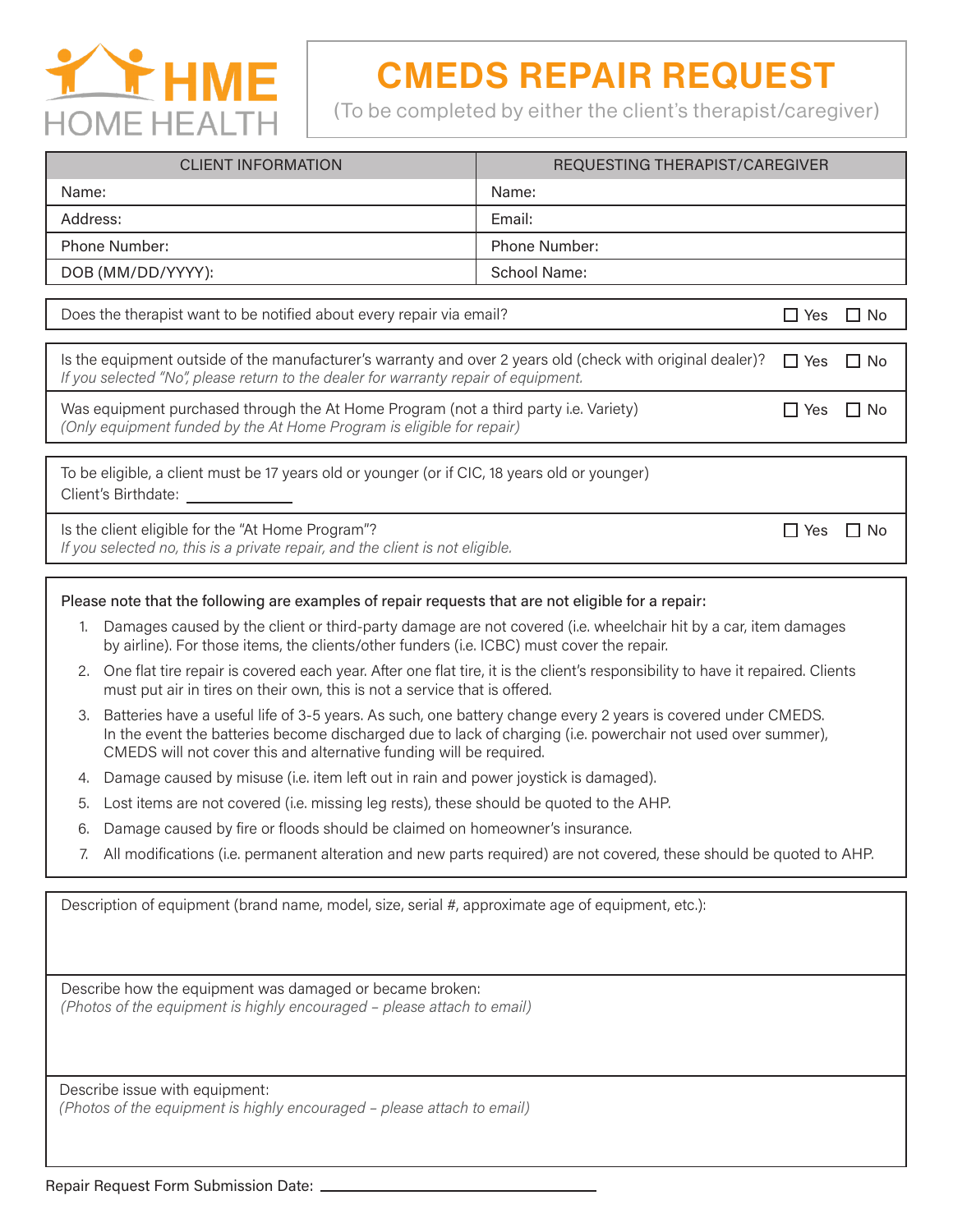HME HOME HEALTH

# CMEDS REPAIR REQUEST

(To be completed by either the client's therapist/caregiver)

| CLIENT INFORMATION | REQUESTING THERAPIST/CAREGIVER |
|---|---|
| Name: | Name: |
| Address: | Email: |
| Phone Number: | Phone Number: |
| DOB (MM/DD/YYYY): | School Name: |

Does the therapist want to be notified about every repair via email? ☐ Yes ☐ No

Is the equipment outside of the manufacturer's warranty and over 2 years old (check with original dealer)? ☐ Yes ☐ No
*If you selected "No", please return to the dealer for warranty repair of equipment.*

Was equipment purchased through the At Home Program (not a third party i.e. Variety) ☐ Yes ☐ No
*(Only equipment funded by the At Home Program is eligible for repair)*

To be eligible, a client must be 17 years old or younger (or if CIC, 18 years old or younger)
Client's Birthdate: ____________

Is the client eligible for the "At Home Program"? ☐ Yes ☐ No
*If you selected no, this is a private repair, and the client is not eligible.*

Please note that the following are examples of repair requests that are not eligible for a repair:

1. Damages caused by the client or third-party damage are not covered (i.e. wheelchair hit by a car, item damages by airline). For those items, the clients/other funders (i.e. ICBC) must cover the repair.
2. One flat tire repair is covered each year. After one flat tire, it is the client's responsibility to have it repaired. Clients must put air in tires on their own, this is not a service that is offered.
3. Batteries have a useful life of 3-5 years. As such, one battery change every 2 years is covered under CMEDS. In the event the batteries become discharged due to lack of charging (i.e. powerchair not used over summer), CMEDS will not cover this and alternative funding will be required.
4. Damage caused by misuse (i.e. item left out in rain and power joystick is damaged).
5. Lost items are not covered (i.e. missing leg rests), these should be quoted to the AHP.
6. Damage caused by fire or floods should be claimed on homeowner's insurance.
7. All modifications (i.e. permanent alteration and new parts required) are not covered, these should be quoted to AHP.

Description of equipment (brand name, model, size, serial #, approximate age of equipment, etc.):

Describe how the equipment was damaged or became broken:
*(Photos of the equipment is highly encouraged – please attach to email)*

Describe issue with equipment:
*(Photos of the equipment is highly encouraged – please attach to email)*

Repair Request Form Submission Date: ____________________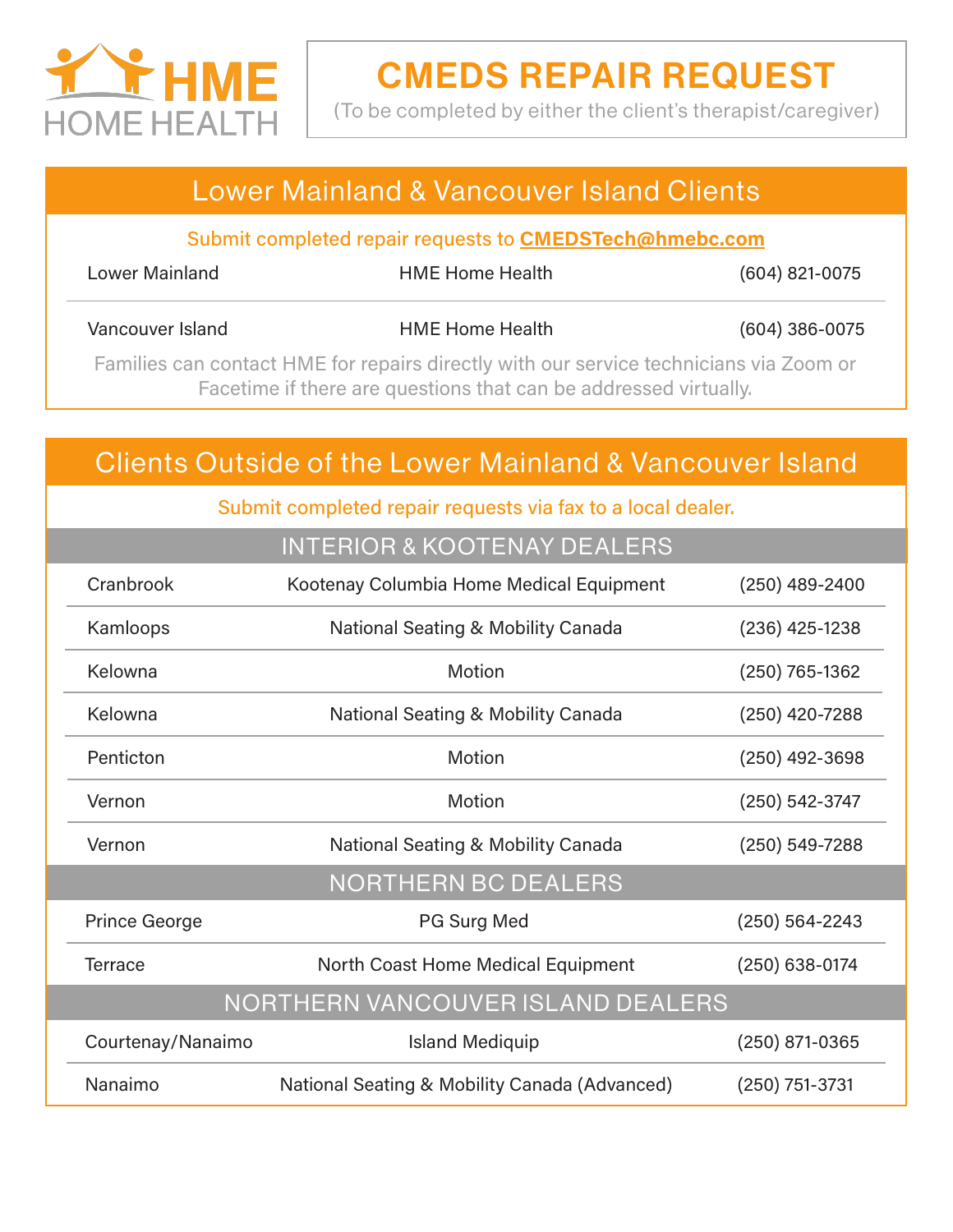HME HOME HEALTH

# CMEDS REPAIR REQUEST

(To be completed by either the client's therapist/caregiver)

## Lower Mainland & Vancouver Island Clients

Submit completed repair requests to **CMEDSTech@hmebc.com**

| | | |
|---|---|---|
| Lower Mainland | HME Home Health | (604) 821-0075 |
| Vancouver Island | HME Home Health | (604) 386-0075 |

Families can contact HME for repairs directly with our service technicians via Zoom or Facetime if there are questions that can be addressed virtually.

## Clients Outside of the Lower Mainland & Vancouver Island

Submit completed repair requests via fax to a local dealer.

| | | |
|---|---|---|
| **INTERIOR & KOOTENAY DEALERS** | | |
| Cranbrook | Kootenay Columbia Home Medical Equipment | (250) 489-2400 |
| Kamloops | National Seating & Mobility Canada | (236) 425-1238 |
| Kelowna | Motion | (250) 765-1362 |
| Kelowna | National Seating & Mobility Canada | (250) 420-7288 |
| Penticton | Motion | (250) 492-3698 |
| Vernon | Motion | (250) 542-3747 |
| Vernon | National Seating & Mobility Canada | (250) 549-7288 |
| **NORTHERN BC DEALERS** | | |
| Prince George | PG Surg Med | (250) 564-2243 |
| Terrace | North Coast Home Medical Equipment | (250) 638-0174 |
| **NORTHERN VANCOUVER ISLAND DEALERS** | | |
| Courtenay/Nanaimo | Island Mediquip | (250) 871-0365 |
| Nanaimo | National Seating & Mobility Canada (Advanced) | (250) 751-3731 |